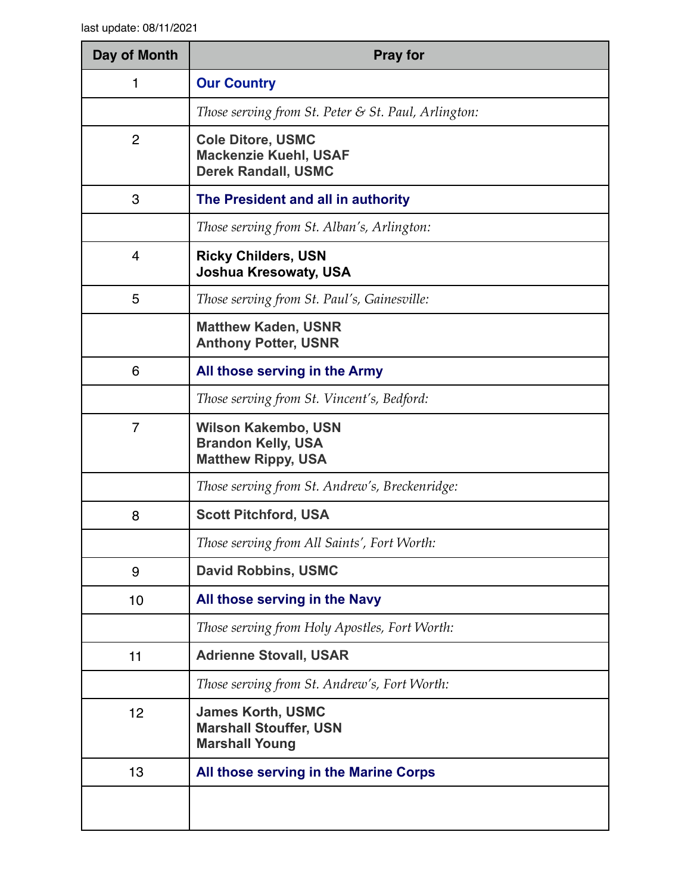last update: 08/11/2021

| Day of Month | Pray for |
|---|---|
| 1 | **Our Country** |
| | *Those serving from St. Peter & St. Paul, Arlington:* |
| 2 | **Cole Ditore, USMC**<br>**Mackenzie Kuehl, USAF**<br>**Derek Randall, USMC** |
| 3 | **The President and all in authority** |
| | *Those serving from St. Alban's, Arlington:* |
| 4 | **Ricky Childers, USN**<br>**Joshua Kresowaty, USA** |
| 5 | *Those serving from St. Paul's, Gainesville:* |
| | **Matthew Kaden, USNR**<br>**Anthony Potter, USNR** |
| 6 | **All those serving in the Army** |
| | *Those serving from St. Vincent's, Bedford:* |
| 7 | **Wilson Kakembo, USN**<br>**Brandon Kelly, USA**<br>**Matthew Rippy, USA** |
| | *Those serving from St. Andrew's, Breckenridge:* |
| 8 | **Scott Pitchford, USA** |
| | *Those serving from All Saints', Fort Worth:* |
| 9 | **David Robbins, USMC** |
| 10 | **All those serving in the Navy** |
| | *Those serving from Holy Apostles, Fort Worth:* |
| 11 | **Adrienne Stovall, USAR** |
| | *Those serving from St. Andrew's, Fort Worth:* |
| 12 | **James Korth, USMC**<br>**Marshall Stouffer, USN**<br>**Marshall Young** |
| 13 | **All those serving in the Marine Corps** |
| | |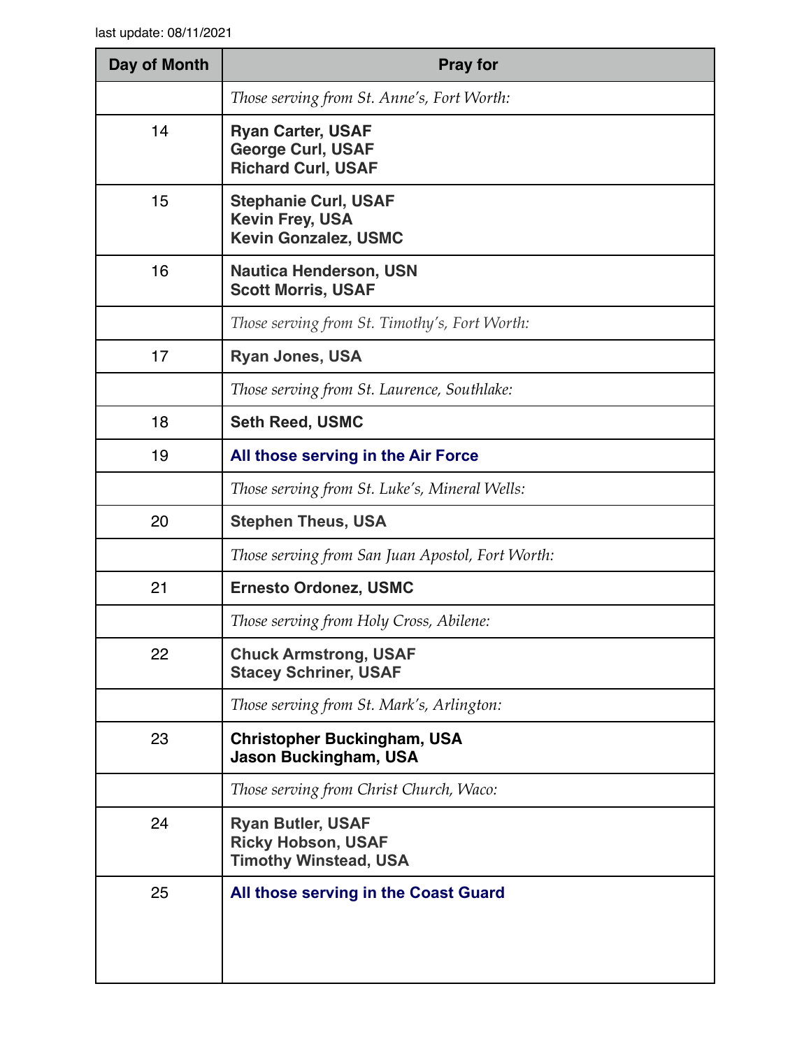last update: 08/11/2021

| Day of Month | Pray for |
| --- | --- |
| | *Those serving from St. Anne's, Fort Worth:* |
| 14 | **Ryan Carter, USAF**<br>**George Curl, USAF**<br>**Richard Curl, USAF** |
| 15 | **Stephanie Curl, USAF**<br>**Kevin Frey, USA**<br>**Kevin Gonzalez, USMC** |
| 16 | **Nautica Henderson, USN**<br>**Scott Morris, USAF** |
| | *Those serving from St. Timothy's, Fort Worth:* |
| 17 | **Ryan Jones, USA** |
| | *Those serving from St. Laurence, Southlake:* |
| 18 | **Seth Reed, USMC** |
| 19 | **All those serving in the Air Force** |
| | *Those serving from St. Luke's, Mineral Wells:* |
| 20 | **Stephen Theus, USA** |
| | *Those serving from San Juan Apostol, Fort Worth:* |
| 21 | **Ernesto Ordonez, USMC** |
| | *Those serving from Holy Cross, Abilene:* |
| 22 | **Chuck Armstrong, USAF**<br>**Stacey Schriner, USAF** |
| | *Those serving from St. Mark's, Arlington:* |
| 23 | **Christopher Buckingham, USA**<br>**Jason Buckingham, USA** |
| | *Those serving from Christ Church, Waco:* |
| 24 | **Ryan Butler, USAF**<br>**Ricky Hobson, USAF**<br>**Timothy Winstead, USA** |
| 25 | **All those serving in the Coast Guard** |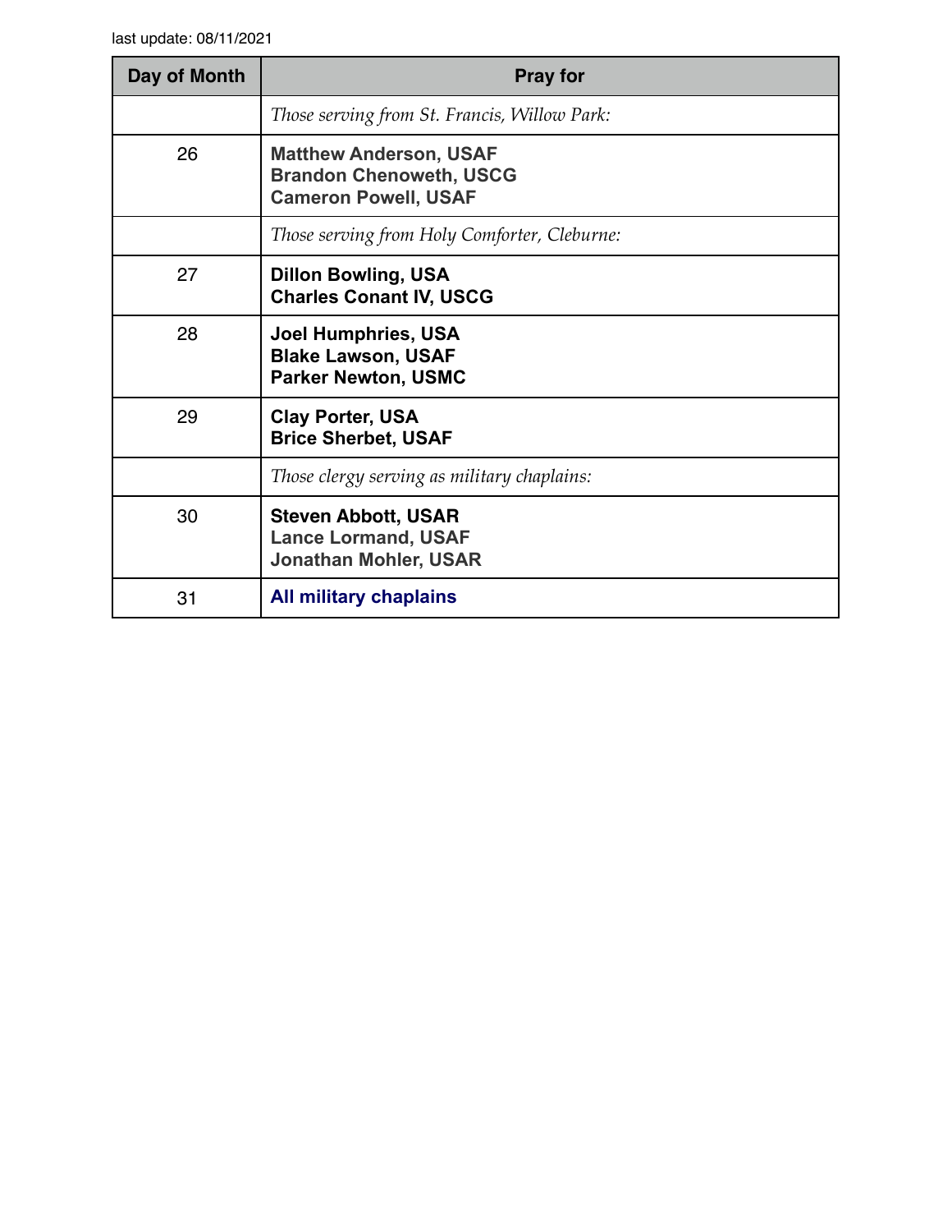last update: 08/11/2021

| Day of Month | Pray for |
|---|---|
| | *Those serving from St. Francis, Willow Park:* |
| 26 | **Matthew Anderson, USAF**<br>**Brandon Chenoweth, USCG**<br>**Cameron Powell, USAF** |
| | *Those serving from Holy Comforter, Cleburne:* |
| 27 | **Dillon Bowling, USA**<br>**Charles Conant IV, USCG** |
| 28 | **Joel Humphries, USA**<br>**Blake Lawson, USAF**<br>**Parker Newton, USMC** |
| 29 | **Clay Porter, USA**<br>**Brice Sherbet, USAF** |
| | *Those clergy serving as military chaplains:* |
| 30 | **Steven Abbott, USAR**<br>**Lance Lormand, USAF**<br>**Jonathan Mohler, USAR** |
| 31 | **All military chaplains** |